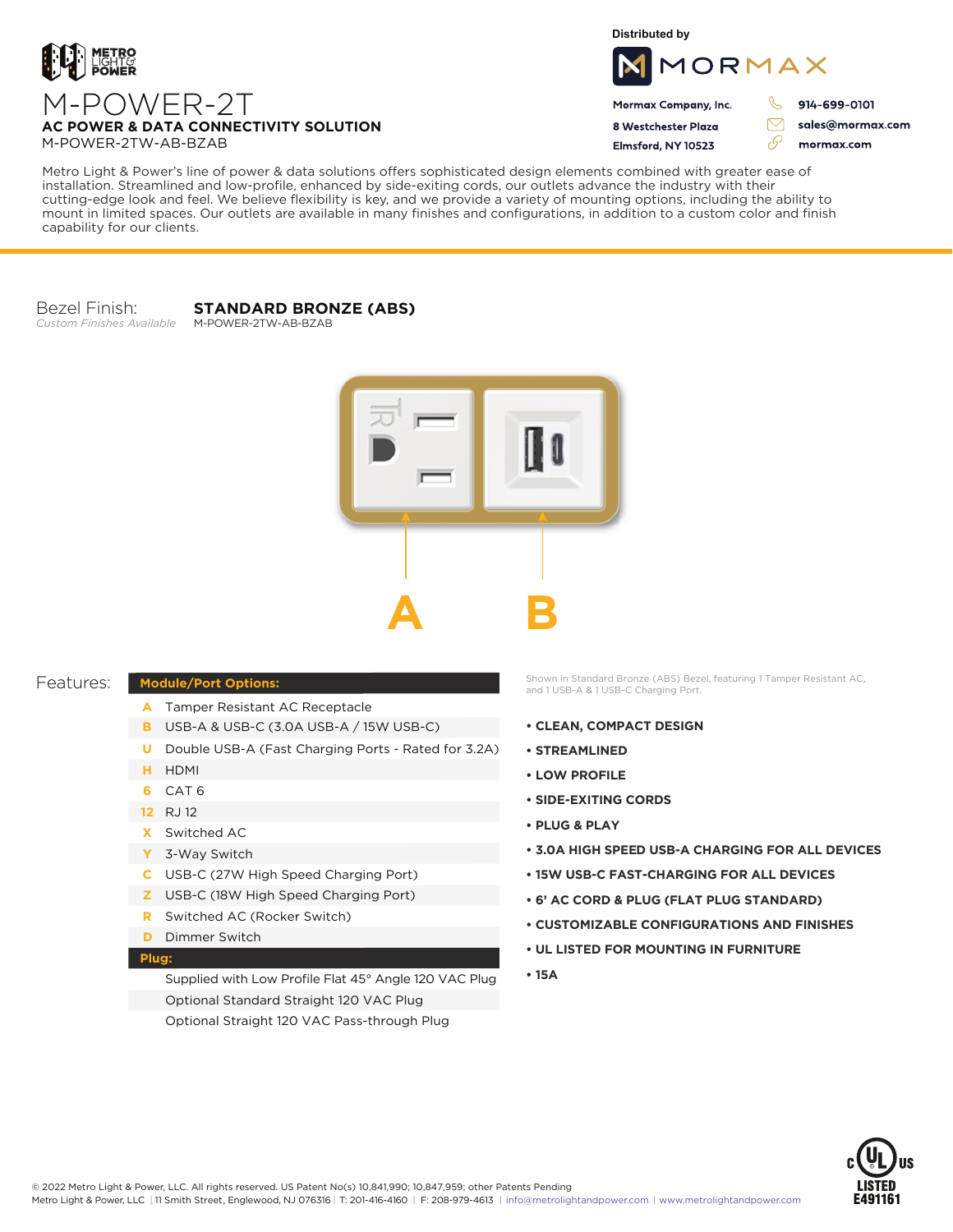METRO LIGHT & POWER

# M-POWER-2T

**AC POWER & DATA CONNECTIVITY SOLUTION**

M-POWER-2TW-AB-BZAB

Distributed by

MORMAX

**Mormax Company, Inc.**
**8 Westchester Plaza**
**Elmsford, NY 10523**

**914-699-0101**
**sales@mormax.com**
**mormax.com**

Metro Light & Power's line of power & data solutions offers sophisticated design elements combined with greater ease of installation. Streamlined and low-profile, enhanced by side-exiting cords, our outlets advance the industry with their cutting-edge look and feel. We believe flexibility is key, and we provide a variety of mounting options, including the ability to mount in limited spaces. Our outlets are available in many finishes and configurations, in addition to a custom color and finish capability for our clients.

Bezel Finish: **STANDARD BRONZE (ABS)**
*Custom Finishes Available*
M-POWER-2TW-AB-BZAB

A B

## Features:

| Module/Port Options: | |
|---|---|
| A | Tamper Resistant AC Receptacle |
| B | USB-A & USB-C (3.0A USB-A / 15W USB-C) |
| U | Double USB-A (Fast Charging Ports - Rated for 3.2A) |
| H | HDMI |
| 6 | CAT 6 |
| 12 | RJ 12 |
| X | Switched AC |
| Y | 3-Way Switch |
| C | USB-C (27W High Speed Charging Port) |
| Z | USB-C (18W High Speed Charging Port) |
| R | Switched AC (Rocker Switch) |
| D | Dimmer Switch |

**Plug:**

- Supplied with Low Profile Flat 45° Angle 120 VAC Plug
- Optional Standard Straight 120 VAC Plug
- Optional Straight 120 VAC Pass-through Plug

Shown in Standard Bronze (ABS) Bezel, featuring 1 Tamper Resistant AC, and 1 USB-A & 1 USB-C Charging Port.

- **CLEAN, COMPACT DESIGN**
- **STREAMLINED**
- **LOW PROFILE**
- **SIDE-EXITING CORDS**
- **PLUG & PLAY**
- **3.0A HIGH SPEED USB-A CHARGING FOR ALL DEVICES**
- **15W USB-C FAST-CHARGING FOR ALL DEVICES**
- **6' AC CORD & PLUG (FLAT PLUG STANDARD)**
- **CUSTOMIZABLE CONFIGURATIONS AND FINISHES**
- **UL LISTED FOR MOUNTING IN FURNITURE**
- **15A**

c UL us LISTED E491161

© 2022 Metro Light & Power, LLC. All rights reserved. US Patent No(s) 10,841,990; 10,847,959; other Patents Pending
Metro Light & Power, LLC | 11 Smith Street, Englewood, NJ 076316 | T: 201-416-4160 | F: 208-979-4613 | info@metrolightandpower.com | www.metrolightandpower.com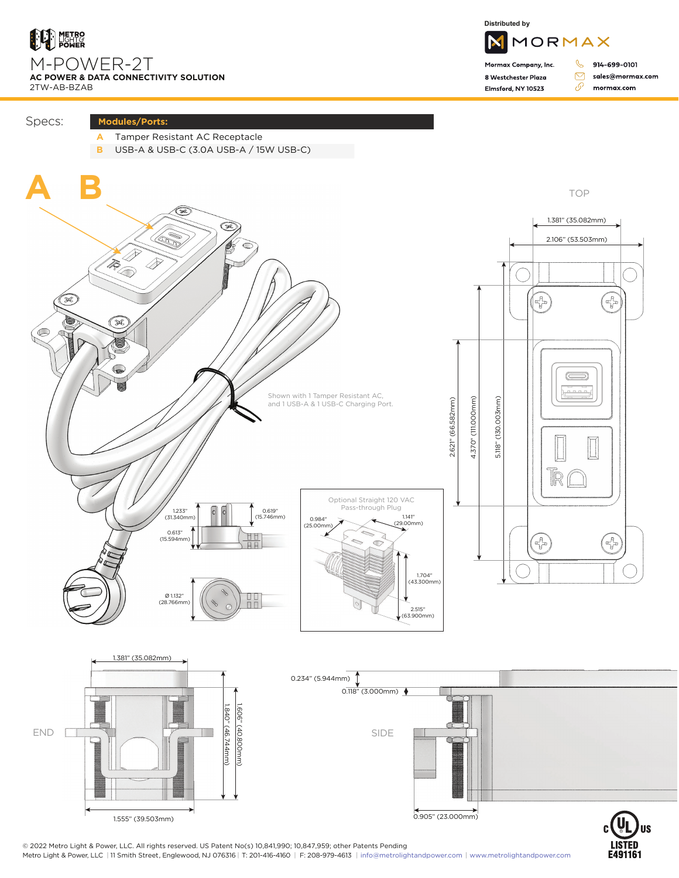METRO LIGHT & POWER

# M-POWER-2T

**AC POWER & DATA CONNECTIVITY SOLUTION**

2TW-AB-BZAB

Distributed by

MORMAX

Mormax Company, Inc.
8 Westchester Plaza
Elmsford, NY 10523

914-699-0101
sales@mormax.com
mormax.com

## Specs:

**Modules/Ports:**

- **A** Tamper Resistant AC Receptacle
- **B** USB-A & USB-C (3.0A USB-A / 15W USB-C)

A B

Shown with 1 Tamper Resistant AC, and 1 USB-A & 1 USB-C Charging Port.

1.233" (31.340mm)
0.619" (15.746mm)
0.613" (15.594mm)
Ø 1.132" (28.766mm)

Optional Straight 120 VAC Pass-through Plug

0.984" (25.00mm)
1.141" (29.00mm)
1.704" (43.300mm)
2.515" (63.900mm)

TOP

1.381" (35.082mm)
2.106" (53.503mm)
2.621" (66.582mm)
4.370" (111.000mm)
5.118" (130.003mm)

END

1.381" (35.082mm)
1.840" (46.744mm)
1.606" (40.800mm)
1.555" (39.503mm)

SIDE

0.234" (5.944mm)
0.118" (3.000mm)
0.905" (23.000mm)

c UL US LISTED E491161

© 2022 Metro Light & Power, LLC. All rights reserved. US Patent No(s) 10,841,990; 10,847,959; other Patents Pending
Metro Light & Power, LLC | 11 Smith Street, Englewood, NJ 076316 | T: 201-416-4160 | F: 208-979-4613 | info@metrolightandpower.com | www.metrolightandpower.com